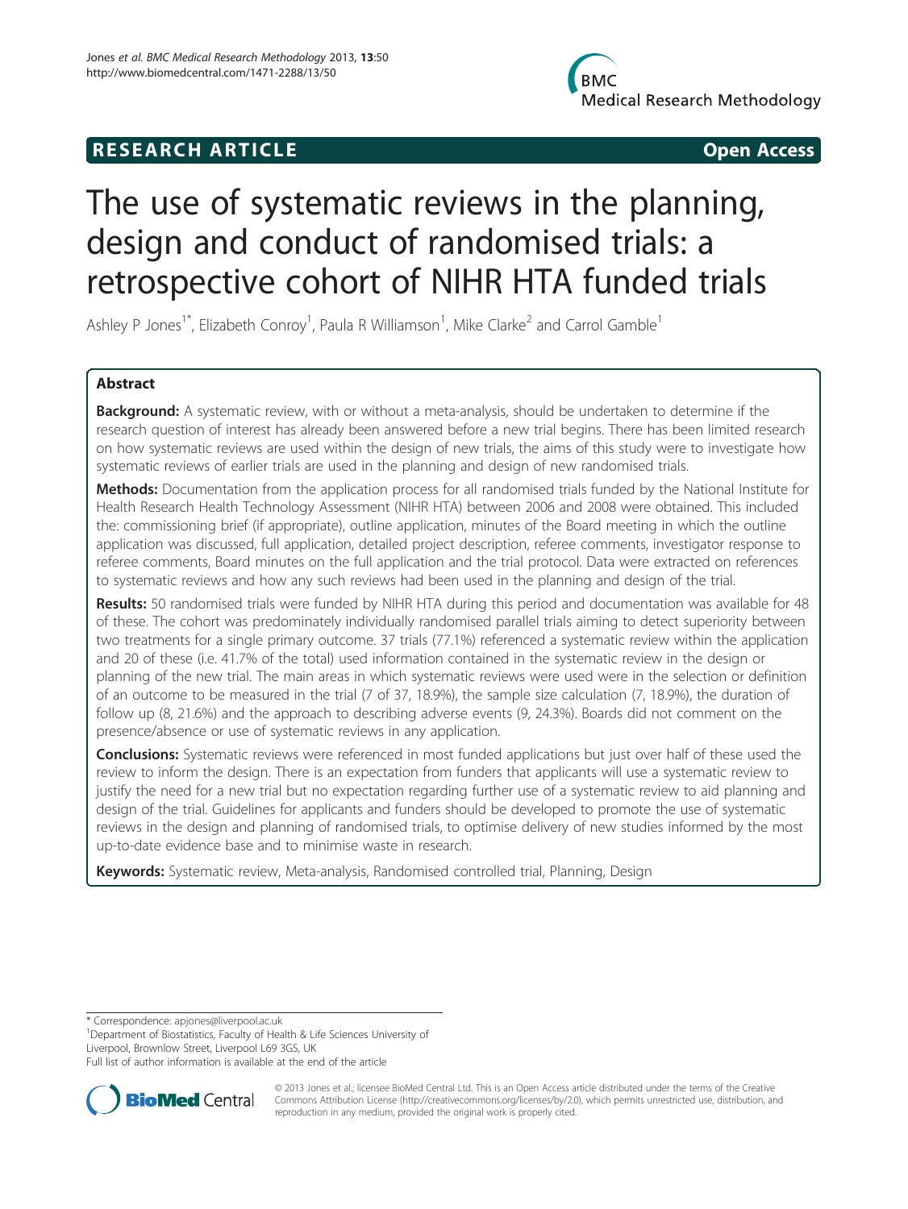**RESEARCH ARTICLE** **Open Access**

# The use of systematic reviews in the planning, design and conduct of randomised trials: a retrospective cohort of NIHR HTA funded trials

Ashley P Jones[1*], Elizabeth Conroy[1], Paula R Williamson[1], Mike Clarke[2] and Carrol Gamble[1]

## Abstract

**Background:** A systematic review, with or without a meta-analysis, should be undertaken to determine if the research question of interest has already been answered before a new trial begins. There has been limited research on how systematic reviews are used within the design of new trials, the aims of this study were to investigate how systematic reviews of earlier trials are used in the planning and design of new randomised trials.

**Methods:** Documentation from the application process for all randomised trials funded by the National Institute for Health Research Health Technology Assessment (NIHR HTA) between 2006 and 2008 were obtained. This included the: commissioning brief (if appropriate), outline application, minutes of the Board meeting in which the outline application was discussed, full application, detailed project description, referee comments, investigator response to referee comments, Board minutes on the full application and the trial protocol. Data were extracted on references to systematic reviews and how any such reviews had been used in the planning and design of the trial.

**Results:** 50 randomised trials were funded by NIHR HTA during this period and documentation was available for 48 of these. The cohort was predominately individually randomised parallel trials aiming to detect superiority between two treatments for a single primary outcome. 37 trials (77.1%) referenced a systematic review within the application and 20 of these (i.e. 41.7% of the total) used information contained in the systematic review in the design or planning of the new trial. The main areas in which systematic reviews were used were in the selection or definition of an outcome to be measured in the trial (7 of 37, 18.9%), the sample size calculation (7, 18.9%), the duration of follow up (8, 21.6%) and the approach to describing adverse events (9, 24.3%). Boards did not comment on the presence/absence or use of systematic reviews in any application.

**Conclusions:** Systematic reviews were referenced in most funded applications but just over half of these used the review to inform the design. There is an expectation from funders that applicants will use a systematic review to justify the need for a new trial but no expectation regarding further use of a systematic review to aid planning and design of the trial. Guidelines for applicants and funders should be developed to promote the use of systematic reviews in the design and planning of randomised trials, to optimise delivery of new studies informed by the most up-to-date evidence base and to minimise waste in research.

**Keywords:** Systematic review, Meta-analysis, Randomised controlled trial, Planning, Design

\* Correspondence: apjones@liverpool.ac.uk
[1]Department of Biostatistics, Faculty of Health & Life Sciences University of Liverpool, Brownlow Street, Liverpool L69 3GS, UK
Full list of author information is available at the end of the article

© 2013 Jones et al.; licensee BioMed Central Ltd. This is an Open Access article distributed under the terms of the Creative Commons Attribution License (http://creativecommons.org/licenses/by/2.0), which permits unrestricted use, distribution, and reproduction in any medium, provided the original work is properly cited.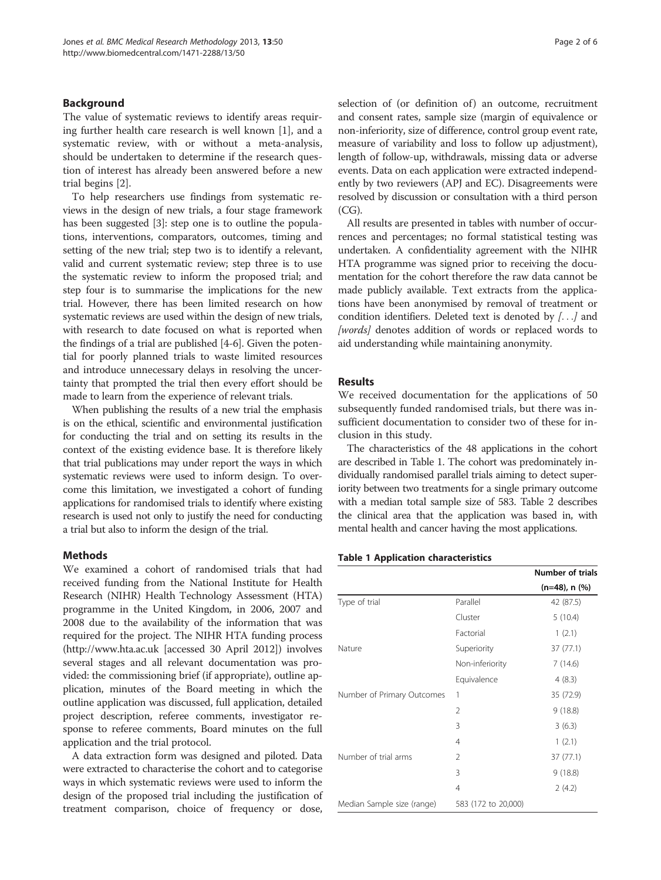## Background

The value of systematic reviews to identify areas requiring further health care research is well known [1], and a systematic review, with or without a meta-analysis, should be undertaken to determine if the research question of interest has already been answered before a new trial begins [2].

To help researchers use findings from systematic reviews in the design of new trials, a four stage framework has been suggested [3]: step one is to outline the populations, interventions, comparators, outcomes, timing and setting of the new trial; step two is to identify a relevant, valid and current systematic review; step three is to use the systematic review to inform the proposed trial; and step four is to summarise the implications for the new trial. However, there has been limited research on how systematic reviews are used within the design of new trials, with research to date focused on what is reported when the findings of a trial are published [4-6]. Given the potential for poorly planned trials to waste limited resources and introduce unnecessary delays in resolving the uncertainty that prompted the trial then every effort should be made to learn from the experience of relevant trials.

When publishing the results of a new trial the emphasis is on the ethical, scientific and environmental justification for conducting the trial and on setting its results in the context of the existing evidence base. It is therefore likely that trial publications may under report the ways in which systematic reviews were used to inform design. To overcome this limitation, we investigated a cohort of funding applications for randomised trials to identify where existing research is used not only to justify the need for conducting a trial but also to inform the design of the trial.

## Methods

We examined a cohort of randomised trials that had received funding from the National Institute for Health Research (NIHR) Health Technology Assessment (HTA) programme in the United Kingdom, in 2006, 2007 and 2008 due to the availability of the information that was required for the project. The NIHR HTA funding process (http://www.hta.ac.uk [accessed 30 April 2012]) involves several stages and all relevant documentation was provided: the commissioning brief (if appropriate), outline application, minutes of the Board meeting in which the outline application was discussed, full application, detailed project description, referee comments, investigator response to referee comments, Board minutes on the full application and the trial protocol.

A data extraction form was designed and piloted. Data were extracted to characterise the cohort and to categorise ways in which systematic reviews were used to inform the design of the proposed trial including the justification of treatment comparison, choice of frequency or dose, selection of (or definition of) an outcome, recruitment and consent rates, sample size (margin of equivalence or non-inferiority, size of difference, control group event rate, measure of variability and loss to follow up adjustment), length of follow-up, withdrawals, missing data or adverse events. Data on each application were extracted independently by two reviewers (APJ and EC). Disagreements were resolved by discussion or consultation with a third person (CG).

All results are presented in tables with number of occurrences and percentages; no formal statistical testing was undertaken. A confidentiality agreement with the NIHR HTA programme was signed prior to receiving the documentation for the cohort therefore the raw data cannot be made publicly available. Text extracts from the applications have been anonymised by removal of treatment or condition identifiers. Deleted text is denoted by *[. . .]* and *[words]* denotes addition of words or replaced words to aid understanding while maintaining anonymity.

## Results

We received documentation for the applications of 50 subsequently funded randomised trials, but there was insufficient documentation to consider two of these for inclusion in this study.

The characteristics of the 48 applications in the cohort are described in Table 1. The cohort was predominately individually randomised parallel trials aiming to detect superiority between two treatments for a single primary outcome with a median total sample size of 583. Table 2 describes the clinical area that the application was based in, with mental health and cancer having the most applications.

**Table 1 Application characteristics**

| | | Number of trials (n=48), n (%) |
|---|---|---|
| Type of trial | Parallel | 42 (87.5) |
| | Cluster | 5 (10.4) |
| | Factorial | 1 (2.1) |
| Nature | Superiority | 37 (77.1) |
| | Non-inferiority | 7 (14.6) |
| | Equivalence | 4 (8.3) |
| Number of Primary Outcomes | 1 | 35 (72.9) |
| | 2 | 9 (18.8) |
| | 3 | 3 (6.3) |
| | 4 | 1 (2.1) |
| Number of trial arms | 2 | 37 (77.1) |
| | 3 | 9 (18.8) |
| | 4 | 2 (4.2) |
| Median Sample size (range) | 583 (172 to 20,000) | |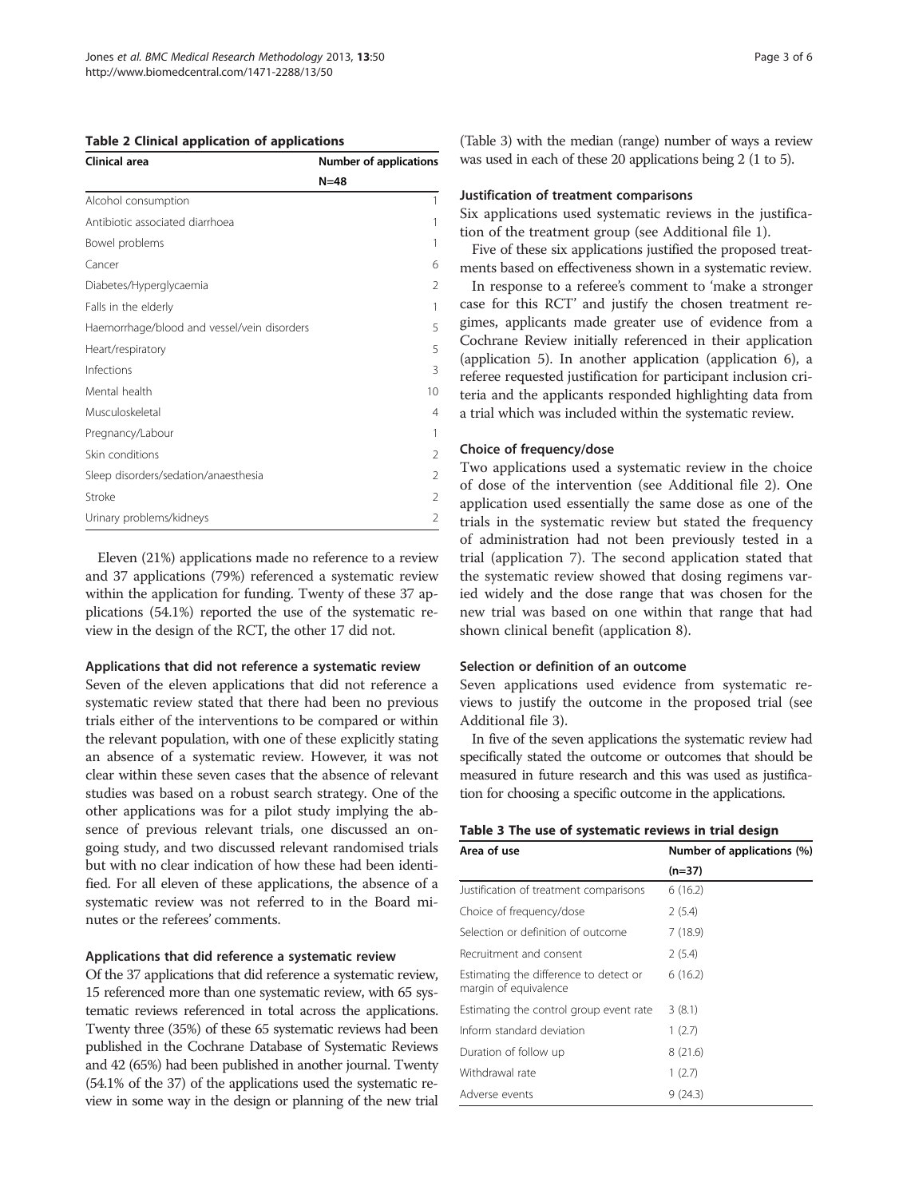**Table 2 Clinical application of applications**

| Clinical area | Number of applications |
|---|---|
| | N=48 |
| Alcohol consumption | 1 |
| Antibiotic associated diarrhoea | 1 |
| Bowel problems | 1 |
| Cancer | 6 |
| Diabetes/Hyperglycaemia | 2 |
| Falls in the elderly | 1 |
| Haemorrhage/blood and vessel/vein disorders | 5 |
| Heart/respiratory | 5 |
| Infections | 3 |
| Mental health | 10 |
| Musculoskeletal | 4 |
| Pregnancy/Labour | 1 |
| Skin conditions | 2 |
| Sleep disorders/sedation/anaesthesia | 2 |
| Stroke | 2 |
| Urinary problems/kidneys | 2 |

Eleven (21%) applications made no reference to a review and 37 applications (79%) referenced a systematic review within the application for funding. Twenty of these 37 applications (54.1%) reported the use of the systematic review in the design of the RCT, the other 17 did not.

### Applications that did not reference a systematic review

Seven of the eleven applications that did not reference a systematic review stated that there had been no previous trials either of the interventions to be compared or within the relevant population, with one of these explicitly stating an absence of a systematic review. However, it was not clear within these seven cases that the absence of relevant studies was based on a robust search strategy. One of the other applications was for a pilot study implying the absence of previous relevant trials, one discussed an ongoing study, and two discussed relevant randomised trials but with no clear indication of how these had been identified. For all eleven of these applications, the absence of a systematic review was not referred to in the Board minutes or the referees' comments.

### Applications that did reference a systematic review

Of the 37 applications that did reference a systematic review, 15 referenced more than one systematic review, with 65 systematic reviews referenced in total across the applications. Twenty three (35%) of these 65 systematic reviews had been published in the Cochrane Database of Systematic Reviews and 42 (65%) had been published in another journal. Twenty (54.1% of the 37) of the applications used the systematic review in some way in the design or planning of the new trial (Table 3) with the median (range) number of ways a review was used in each of these 20 applications being 2 (1 to 5).

### Justification of treatment comparisons

Six applications used systematic reviews in the justification of the treatment group (see Additional file 1).

Five of these six applications justified the proposed treatments based on effectiveness shown in a systematic review.

In response to a referee's comment to 'make a stronger case for this RCT' and justify the chosen treatment regimes, applicants made greater use of evidence from a Cochrane Review initially referenced in their application (application 5). In another application (application 6), a referee requested justification for participant inclusion criteria and the applicants responded highlighting data from a trial which was included within the systematic review.

### Choice of frequency/dose

Two applications used a systematic review in the choice of dose of the intervention (see Additional file 2). One application used essentially the same dose as one of the trials in the systematic review but stated the frequency of administration had not been previously tested in a trial (application 7). The second application stated that the systematic review showed that dosing regimens varied widely and the dose range that was chosen for the new trial was based on one within that range that had shown clinical benefit (application 8).

### Selection or definition of an outcome

Seven applications used evidence from systematic reviews to justify the outcome in the proposed trial (see Additional file 3).

In five of the seven applications the systematic review had specifically stated the outcome or outcomes that should be measured in future research and this was used as justification for choosing a specific outcome in the applications.

**Table 3 The use of systematic reviews in trial design**

| Area of use | Number of applications (%) |
|---|---|
| | (n=37) |
| Justification of treatment comparisons | 6 (16.2) |
| Choice of frequency/dose | 2 (5.4) |
| Selection or definition of outcome | 7 (18.9) |
| Recruitment and consent | 2 (5.4) |
| Estimating the difference to detect or margin of equivalence | 6 (16.2) |
| Estimating the control group event rate | 3 (8.1) |
| Inform standard deviation | 1 (2.7) |
| Duration of follow up | 8 (21.6) |
| Withdrawal rate | 1 (2.7) |
| Adverse events | 9 (24.3) |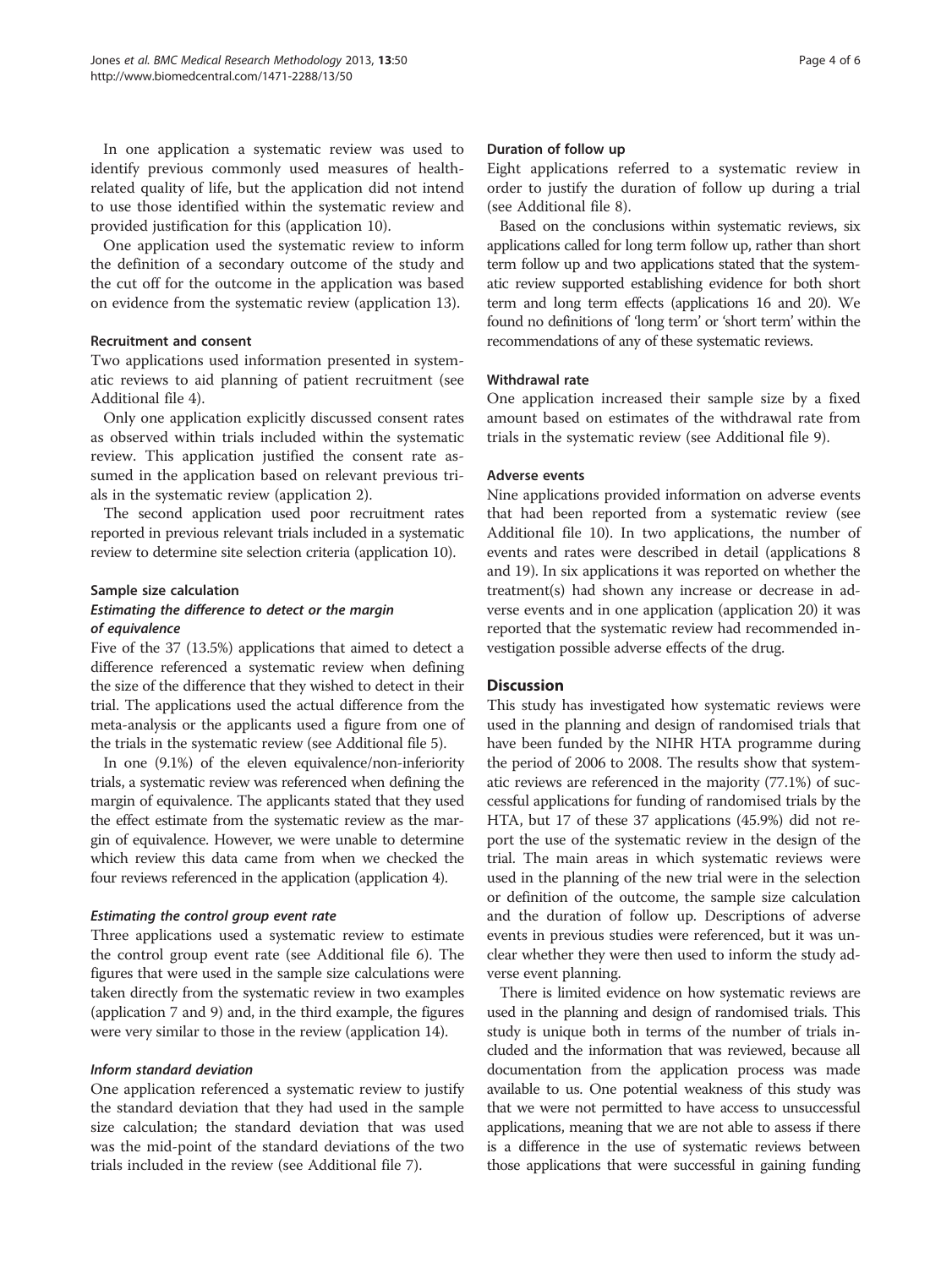In one application a systematic review was used to identify previous commonly used measures of health-related quality of life, but the application did not intend to use those identified within the systematic review and provided justification for this (application 10).

One application used the systematic review to inform the definition of a secondary outcome of the study and the cut off for the outcome in the application was based on evidence from the systematic review (application 13).

#### Recruitment and consent

Two applications used information presented in systematic reviews to aid planning of patient recruitment (see Additional file 4).

Only one application explicitly discussed consent rates as observed within trials included within the systematic review. This application justified the consent rate assumed in the application based on relevant previous trials in the systematic review (application 2).

The second application used poor recruitment rates reported in previous relevant trials included in a systematic review to determine site selection criteria (application 10).

#### Sample size calculation

##### *Estimating the difference to detect or the margin of equivalence*

Five of the 37 (13.5%) applications that aimed to detect a difference referenced a systematic review when defining the size of the difference that they wished to detect in their trial. The applications used the actual difference from the meta-analysis or the applicants used a figure from one of the trials in the systematic review (see Additional file 5).

In one (9.1%) of the eleven equivalence/non-inferiority trials, a systematic review was referenced when defining the margin of equivalence. The applicants stated that they used the effect estimate from the systematic review as the margin of equivalence. However, we were unable to determine which review this data came from when we checked the four reviews referenced in the application (application 4).

##### *Estimating the control group event rate*

Three applications used a systematic review to estimate the control group event rate (see Additional file 6). The figures that were used in the sample size calculations were taken directly from the systematic review in two examples (application 7 and 9) and, in the third example, the figures were very similar to those in the review (application 14).

##### *Inform standard deviation*

One application referenced a systematic review to justify the standard deviation that they had used in the sample size calculation; the standard deviation that was used was the mid-point of the standard deviations of the two trials included in the review (see Additional file 7).

#### Duration of follow up

Eight applications referred to a systematic review in order to justify the duration of follow up during a trial (see Additional file 8).

Based on the conclusions within systematic reviews, six applications called for long term follow up, rather than short term follow up and two applications stated that the systematic review supported establishing evidence for both short term and long term effects (applications 16 and 20). We found no definitions of 'long term' or 'short term' within the recommendations of any of these systematic reviews.

#### Withdrawal rate

One application increased their sample size by a fixed amount based on estimates of the withdrawal rate from trials in the systematic review (see Additional file 9).

#### Adverse events

Nine applications provided information on adverse events that had been reported from a systematic review (see Additional file 10). In two applications, the number of events and rates were described in detail (applications 8 and 19). In six applications it was reported on whether the treatment(s) had shown any increase or decrease in adverse events and in one application (application 20) it was reported that the systematic review had recommended investigation possible adverse effects of the drug.

## Discussion

This study has investigated how systematic reviews were used in the planning and design of randomised trials that have been funded by the NIHR HTA programme during the period of 2006 to 2008. The results show that systematic reviews are referenced in the majority (77.1%) of successful applications for funding of randomised trials by the HTA, but 17 of these 37 applications (45.9%) did not report the use of the systematic review in the design of the trial. The main areas in which systematic reviews were used in the planning of the new trial were in the selection or definition of the outcome, the sample size calculation and the duration of follow up. Descriptions of adverse events in previous studies were referenced, but it was unclear whether they were then used to inform the study adverse event planning.

There is limited evidence on how systematic reviews are used in the planning and design of randomised trials. This study is unique both in terms of the number of trials included and the information that was reviewed, because all documentation from the application process was made available to us. One potential weakness of this study was that we were not permitted to have access to unsuccessful applications, meaning that we are not able to assess if there is a difference in the use of systematic reviews between those applications that were successful in gaining funding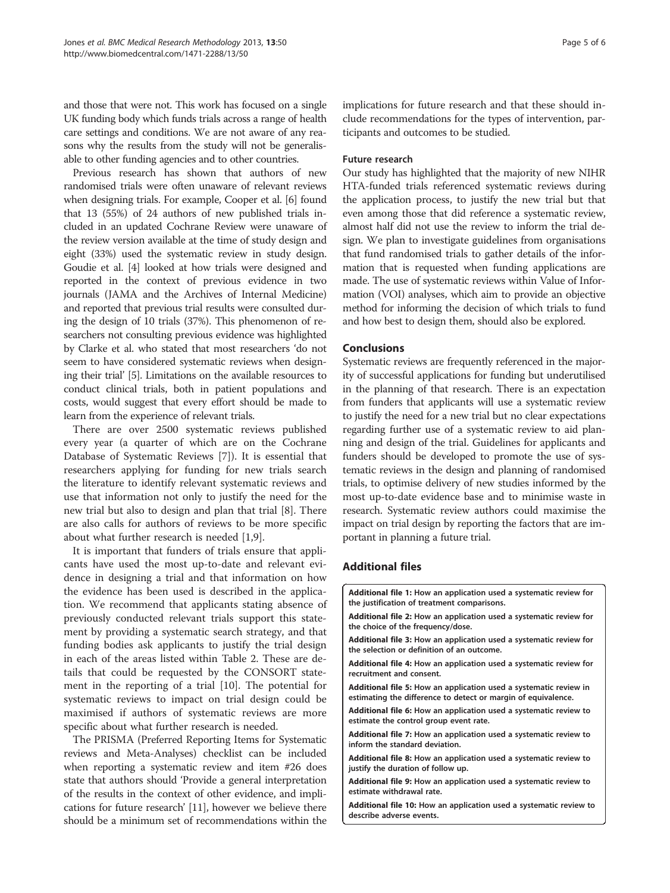and those that were not. This work has focused on a single UK funding body which funds trials across a range of health care settings and conditions. We are not aware of any reasons why the results from the study will not be generalisable to other funding agencies and to other countries.

Previous research has shown that authors of new randomised trials were often unaware of relevant reviews when designing trials. For example, Cooper et al. [6] found that 13 (55%) of 24 authors of new published trials included in an updated Cochrane Review were unaware of the review version available at the time of study design and eight (33%) used the systematic review in study design. Goudie et al. [4] looked at how trials were designed and reported in the context of previous evidence in two journals (JAMA and the Archives of Internal Medicine) and reported that previous trial results were consulted during the design of 10 trials (37%). This phenomenon of researchers not consulting previous evidence was highlighted by Clarke et al. who stated that most researchers 'do not seem to have considered systematic reviews when designing their trial' [5]. Limitations on the available resources to conduct clinical trials, both in patient populations and costs, would suggest that every effort should be made to learn from the experience of relevant trials.

There are over 2500 systematic reviews published every year (a quarter of which are on the Cochrane Database of Systematic Reviews [7]). It is essential that researchers applying for funding for new trials search the literature to identify relevant systematic reviews and use that information not only to justify the need for the new trial but also to design and plan that trial [8]. There are also calls for authors of reviews to be more specific about what further research is needed [1,9].

It is important that funders of trials ensure that applicants have used the most up-to-date and relevant evidence in designing a trial and that information on how the evidence has been used is described in the application. We recommend that applicants stating absence of previously conducted relevant trials support this statement by providing a systematic search strategy, and that funding bodies ask applicants to justify the trial design in each of the areas listed within Table 2. These are details that could be requested by the CONSORT statement in the reporting of a trial [10]. The potential for systematic reviews to impact on trial design could be maximised if authors of systematic reviews are more specific about what further research is needed.

The PRISMA (Preferred Reporting Items for Systematic reviews and Meta-Analyses) checklist can be included when reporting a systematic review and item #26 does state that authors should 'Provide a general interpretation of the results in the context of other evidence, and implications for future research' [11], however we believe there should be a minimum set of recommendations within the implications for future research and that these should include recommendations for the types of intervention, participants and outcomes to be studied.

### Future research

Our study has highlighted that the majority of new NIHR HTA-funded trials referenced systematic reviews during the application process, to justify the new trial but that even among those that did reference a systematic review, almost half did not use the review to inform the trial design. We plan to investigate guidelines from organisations that fund randomised trials to gather details of the information that is requested when funding applications are made. The use of systematic reviews within Value of Information (VOI) analyses, which aim to provide an objective method for informing the decision of which trials to fund and how best to design them, should also be explored.

## Conclusions

Systematic reviews are frequently referenced in the majority of successful applications for funding but underutilised in the planning of that research. There is an expectation from funders that applicants will use a systematic review to justify the need for a new trial but no clear expectations regarding further use of a systematic review to aid planning and design of the trial. Guidelines for applicants and funders should be developed to promote the use of systematic reviews in the design and planning of randomised trials, to optimise delivery of new studies informed by the most up-to-date evidence base and to minimise waste in research. Systematic review authors could maximise the impact on trial design by reporting the factors that are important in planning a future trial.

## Additional files

**Additional file 1:** How an application used a systematic review for the justification of treatment comparisons.

**Additional file 2:** How an application used a systematic review for the choice of the frequency/dose.

**Additional file 3:** How an application used a systematic review for the selection or definition of an outcome.

**Additional file 4:** How an application used a systematic review for recruitment and consent.

**Additional file 5:** How an application used a systematic review in estimating the difference to detect or margin of equivalence.

**Additional file 6:** How an application used a systematic review to estimate the control group event rate.

**Additional file 7:** How an application used a systematic review to inform the standard deviation.

**Additional file 8:** How an application used a systematic review to justify the duration of follow up.

**Additional file 9:** How an application used a systematic review to estimate withdrawal rate.

**Additional file 10:** How an application used a systematic review to describe adverse events.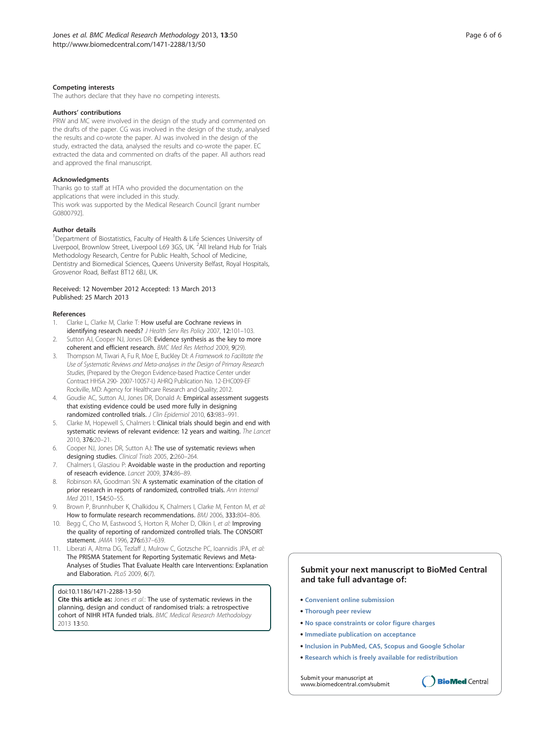### Competing interests

The authors declare that they have no competing interests.

### Authors' contributions

PRW and MC were involved in the design of the study and commented on the drafts of the paper. CG was involved in the design of the study, analysed the results and co-wrote the paper. AJ was involved in the design of the study, extracted the data, analysed the results and co-wrote the paper. EC extracted the data and commented on drafts of the paper. All authors read and approved the final manuscript.

### Acknowledgments

Thanks go to staff at HTA who provided the documentation on the applications that were included in this study.
This work was supported by the Medical Research Council [grant number G0800792].

### Author details

[1]Department of Biostatistics, Faculty of Health & Life Sciences University of Liverpool, Brownlow Street, Liverpool L69 3GS, UK. [2]All Ireland Hub for Trials Methodology Research, Centre for Public Health, School of Medicine, Dentistry and Biomedical Sciences, Queens University Belfast, Royal Hospitals, Grosvenor Road, Belfast BT12 6BJ, UK.

Received: 12 November 2012 Accepted: 13 March 2013
Published: 25 March 2013

### References

1. Clarke L, Clarke M, Clarke T: **How useful are Cochrane reviews in identifying research needs?** *J Health Serv Res Policy* 2007, **12**:101–103.
2. Sutton AJ, Cooper NJ, Jones DR: **Evidence synthesis as the key to more coherent and efficient research.** *BMC Med Res Method* 2009, **9**(29).
3. Thompson M, Tiwari A, Fu R, Moe E, Buckley DI: *A Framework to Facilitate the Use of Systematic Reviews and Meta-analyses in the Design of Primary Research Studies*, (Prepared by the Oregon Evidence-based Practice Center under Contract HHSA 290- 2007-10057-I.) AHRQ Publication No. 12-EHC009-EF Rockville, MD: Agency for Healthcare Research and Quality; 2012.
4. Goudie AC, Sutton AJ, Jones DR, Donald A: **Empirical assessment suggests that existing evidence could be used more fully in designing randomized controlled trials.** *J Clin Epidemiol* 2010, **63**:983–991.
5. Clarke M, Hopewell S, Chalmers I: **Clinical trials should begin and end with systematic reviews of relevant evidence: 12 years and waiting.** *The Lancet* 2010, **376**:20–21.
6. Cooper NJ, Jones DR, Sutton AJ: **The use of systematic reviews when designing studies.** *Clinical Trials* 2005, **2**:260–264.
7. Chalmers I, Glasziou P: **Avoidable waste in the production and reporting of reseacrh evidence.** *Lancet* 2009, **374**:86–89.
8. Robinson KA, Goodman SN: **A systematic examination of the citation of prior research in reports of randomized, controlled trials.** *Ann Internal Med* 2011, **154**:50–55.
9. Brown P, Brunnhuber K, Chalkidou K, Chalmers I, Clarke M, Fenton M, *et al:* **How to formulate research recommendations.** *BMJ* 2006, **333**:804–806.
10. Begg C, Cho M, Eastwood S, Horton R, Moher D, Olkin I, *et al:* **Improving the quality of reporting of randomized controlled trials. The CONSORT statement.** *JAMA* 1996, **276**:637–639.
11. Liberati A, Altma DG, Tezlaff J, Mulrow C, Gotzsche PC, Ioannidis JPA, *et al:* **The PRISMA Statement for Reporting Systematic Reviews and Meta-Analyses of Studies That Evaluate Health care Interventions: Explanation and Elaboration.** *PLoS* 2009, **6**(7).

doi:10.1186/1471-2288-13-50
**Cite this article as:** Jones *et al.*: The use of systematic reviews in the planning, design and conduct of randomised trials: a retrospective cohort of NIHR HTA funded trials. *BMC Medical Research Methodology* 2013 **13**:50.

**Submit your next manuscript to BioMed Central and take full advantage of:**

- **Convenient online submission**
- **Thorough peer review**
- **No space constraints or color figure charges**
- **Immediate publication on acceptance**
- **Inclusion in PubMed, CAS, Scopus and Google Scholar**
- **Research which is freely available for redistribution**

Submit your manuscript at
www.biomedcentral.com/submit

BioMed Central